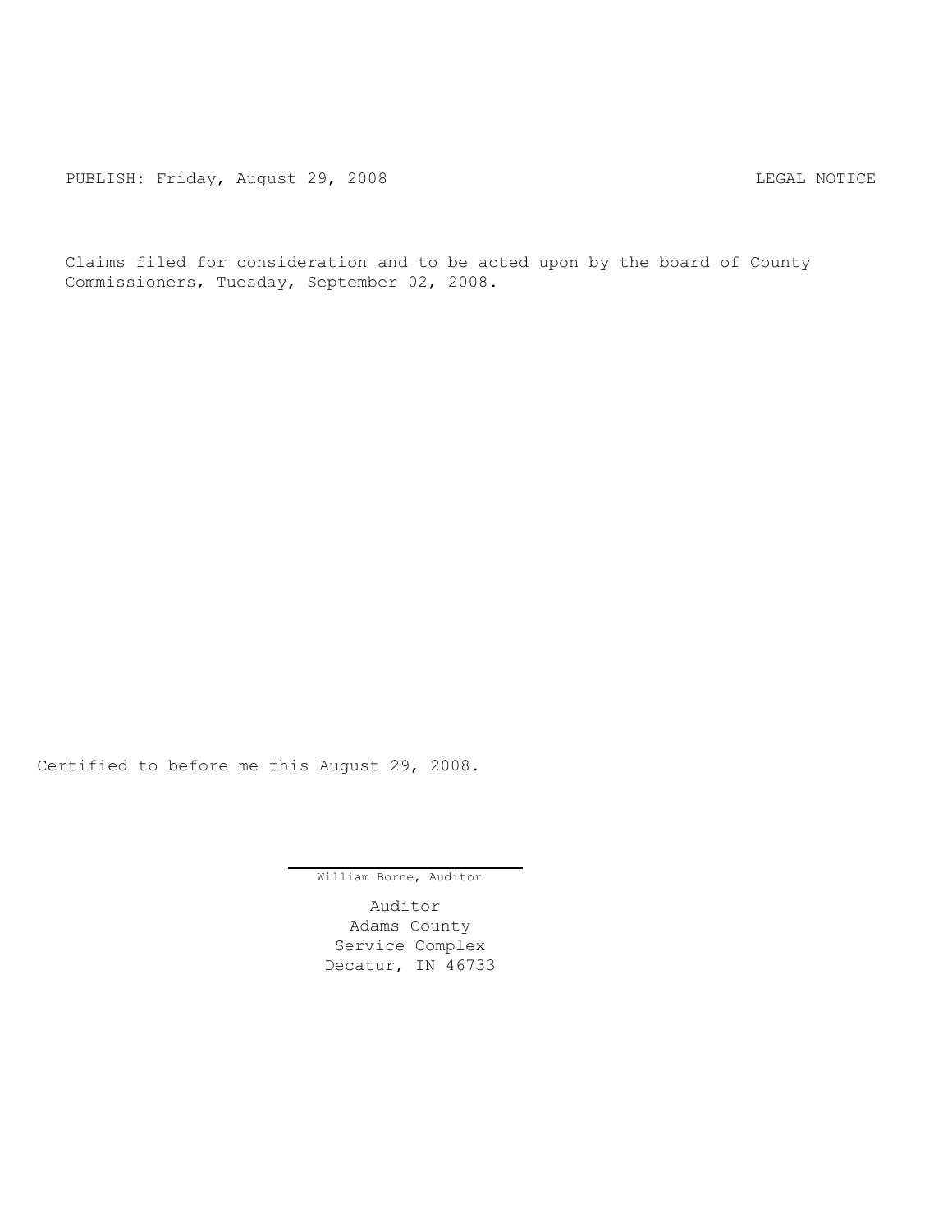PUBLISH: Friday, August 29, 2008 LEGAL NOTICE

Claims filed for consideration and to be acted upon by the board of County Commissioners, Tuesday, September 02, 2008.

Certified to before me this August 29, 2008.

William Borne, Auditor

Auditor
Adams County
Service Complex
Decatur, IN 46733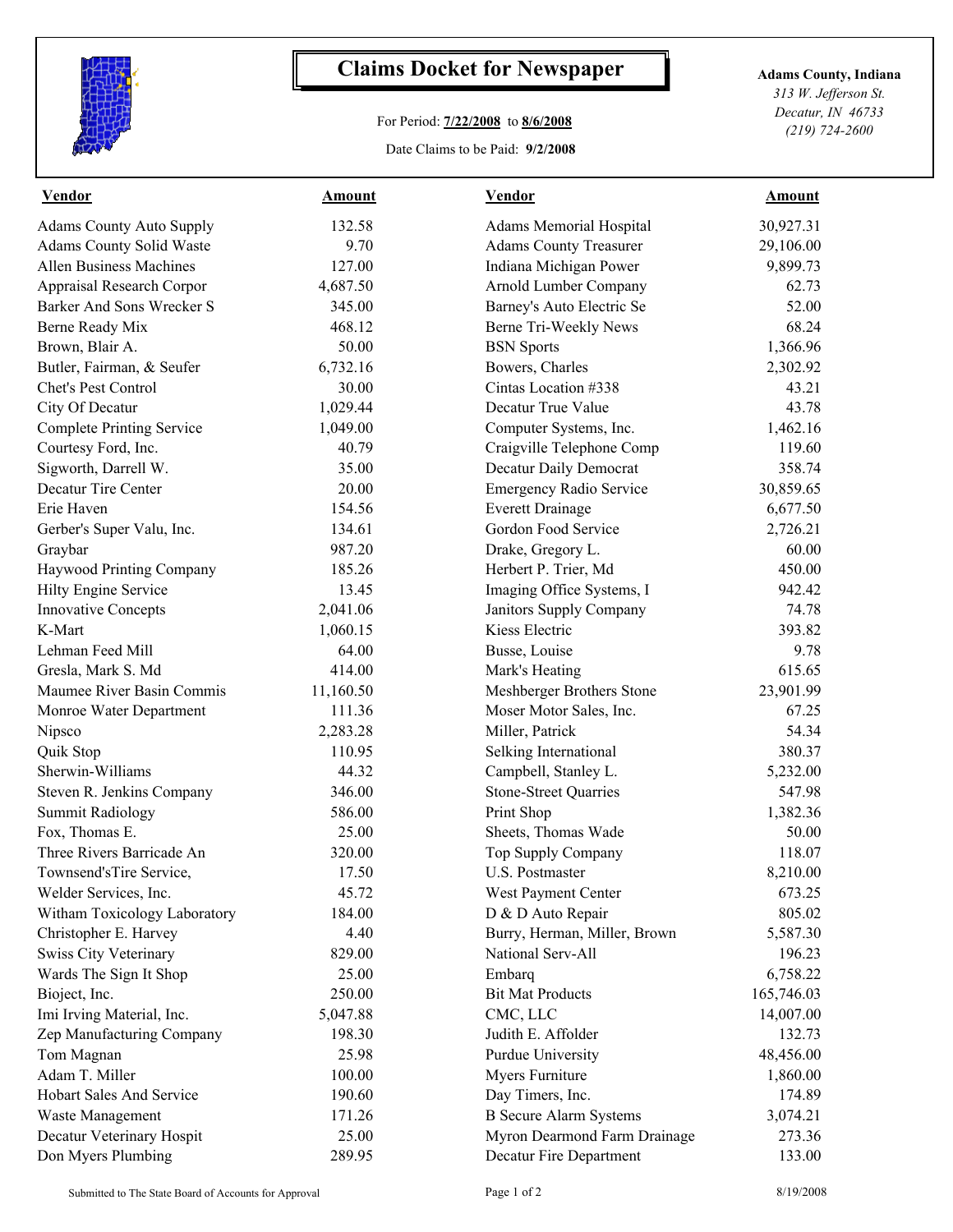# Claims Docket for Newspaper

For Period: **7/22/2008** to **8/6/2008**

Date Claims to be Paid: **9/2/2008**

**Adams County, Indiana**
*313 W. Jefferson St.*
*Decatur, IN 46733*
*(219) 724-2600*

| Vendor | Amount | Vendor | Amount |
|---|---|---|---|
| Adams County Auto Supply | 132.58 | Adams Memorial Hospital | 30,927.31 |
| Adams County Solid Waste | 9.70 | Adams County Treasurer | 29,106.00 |
| Allen Business Machines | 127.00 | Indiana Michigan Power | 9,899.73 |
| Appraisal Research Corpor | 4,687.50 | Arnold Lumber Company | 62.73 |
| Barker And Sons Wrecker S | 345.00 | Barney's Auto Electric Se | 52.00 |
| Berne Ready Mix | 468.12 | Berne Tri-Weekly News | 68.24 |
| Brown, Blair A. | 50.00 | BSN Sports | 1,366.96 |
| Butler, Fairman, & Seufer | 6,732.16 | Bowers, Charles | 2,302.92 |
| Chet's Pest Control | 30.00 | Cintas Location #338 | 43.21 |
| City Of Decatur | 1,029.44 | Decatur True Value | 43.78 |
| Complete Printing Service | 1,049.00 | Computer Systems, Inc. | 1,462.16 |
| Courtesy Ford, Inc. | 40.79 | Craigville Telephone Comp | 119.60 |
| Sigworth, Darrell W. | 35.00 | Decatur Daily Democrat | 358.74 |
| Decatur Tire Center | 20.00 | Emergency Radio Service | 30,859.65 |
| Erie Haven | 154.56 | Everett Drainage | 6,677.50 |
| Gerber's Super Valu, Inc. | 134.61 | Gordon Food Service | 2,726.21 |
| Graybar | 987.20 | Drake, Gregory L. | 60.00 |
| Haywood Printing Company | 185.26 | Herbert P. Trier, Md | 450.00 |
| Hilty Engine Service | 13.45 | Imaging Office Systems, I | 942.42 |
| Innovative Concepts | 2,041.06 | Janitors Supply Company | 74.78 |
| K-Mart | 1,060.15 | Kiess Electric | 393.82 |
| Lehman Feed Mill | 64.00 | Busse, Louise | 9.78 |
| Gresla, Mark S. Md | 414.00 | Mark's Heating | 615.65 |
| Maumee River Basin Commis | 11,160.50 | Meshberger Brothers Stone | 23,901.99 |
| Monroe Water Department | 111.36 | Moser Motor Sales, Inc. | 67.25 |
| Nipsco | 2,283.28 | Miller, Patrick | 54.34 |
| Quik Stop | 110.95 | Selking International | 380.37 |
| Sherwin-Williams | 44.32 | Campbell, Stanley L. | 5,232.00 |
| Steven R. Jenkins Company | 346.00 | Stone-Street Quarries | 547.98 |
| Summit Radiology | 586.00 | Print Shop | 1,382.36 |
| Fox, Thomas E. | 25.00 | Sheets, Thomas Wade | 50.00 |
| Three Rivers Barricade An | 320.00 | Top Supply Company | 118.07 |
| Townsend'sTire Service, | 17.50 | U.S. Postmaster | 8,210.00 |
| Welder Services, Inc. | 45.72 | West Payment Center | 673.25 |
| Witham Toxicology Laboratory | 184.00 | D & D Auto Repair | 805.02 |
| Christopher E. Harvey | 4.40 | Burry, Herman, Miller, Brown | 5,587.30 |
| Swiss City Veterinary | 829.00 | National Serv-All | 196.23 |
| Wards The Sign It Shop | 25.00 | Embarq | 6,758.22 |
| Bioject, Inc. | 250.00 | Bit Mat Products | 165,746.03 |
| Imi Irving Material, Inc. | 5,047.88 | CMC, LLC | 14,007.00 |
| Zep Manufacturing Company | 198.30 | Judith E. Affolder | 132.73 |
| Tom Magnan | 25.98 | Purdue University | 48,456.00 |
| Adam T. Miller | 100.00 | Myers Furniture | 1,860.00 |
| Hobart Sales And Service | 190.60 | Day Timers, Inc. | 174.89 |
| Waste Management | 171.26 | B Secure Alarm Systems | 3,074.21 |
| Decatur Veterinary Hospit | 25.00 | Myron Dearmond Farm Drainage | 273.36 |
| Don Myers Plumbing | 289.95 | Decatur Fire Department | 133.00 |

Submitted to The State Board of Accounts for Approval 8/19/2008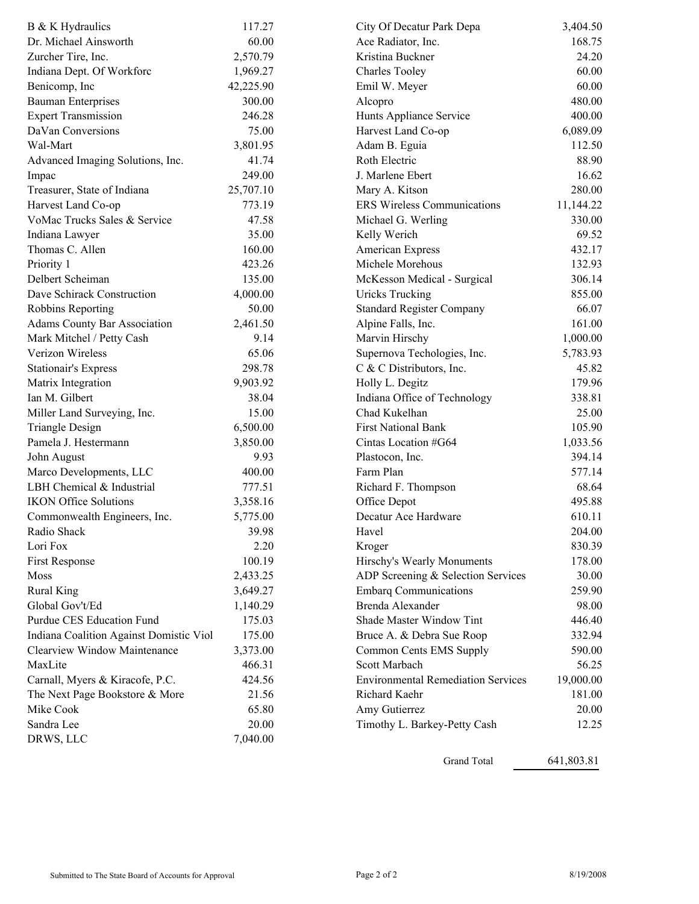| | |
|---|---|
| B & K Hydraulics | 117.27 |
| Dr. Michael Ainsworth | 60.00 |
| Zurcher Tire, Inc. | 2,570.79 |
| Indiana Dept. Of Workforc | 1,969.27 |
| Benicomp, Inc | 42,225.90 |
| Bauman Enterprises | 300.00 |
| Expert Transmission | 246.28 |
| DaVan Conversions | 75.00 |
| Wal-Mart | 3,801.95 |
| Advanced Imaging Solutions, Inc. | 41.74 |
| Impac | 249.00 |
| Treasurer, State of Indiana | 25,707.10 |
| Harvest Land Co-op | 773.19 |
| VoMac Trucks Sales & Service | 47.58 |
| Indiana Lawyer | 35.00 |
| Thomas C. Allen | 160.00 |
| Priority 1 | 423.26 |
| Delbert Scheiman | 135.00 |
| Dave Schirack Construction | 4,000.00 |
| Robbins Reporting | 50.00 |
| Adams County Bar Association | 2,461.50 |
| Mark Mitchel / Petty Cash | 9.14 |
| Verizon Wireless | 65.06 |
| Stationair's Express | 298.78 |
| Matrix Integration | 9,903.92 |
| Ian M. Gilbert | 38.04 |
| Miller Land Surveying, Inc. | 15.00 |
| Triangle Design | 6,500.00 |
| Pamela J. Hestermann | 3,850.00 |
| John August | 9.93 |
| Marco Developments, LLC | 400.00 |
| LBH Chemical & Industrial | 777.51 |
| IKON Office Solutions | 3,358.16 |
| Commonwealth Engineers, Inc. | 5,775.00 |
| Radio Shack | 39.98 |
| Lori Fox | 2.20 |
| First Response | 100.19 |
| Moss | 2,433.25 |
| Rural King | 3,649.27 |
| Global Gov't/Ed | 1,140.29 |
| Purdue CES Education Fund | 175.03 |
| Indiana Coalition Against Domistic Viol | 175.00 |
| Clearview Window Maintenance | 3,373.00 |
| MaxLite | 466.31 |
| Carnall, Myers & Kiracofe, P.C. | 424.56 |
| The Next Page Bookstore & More | 21.56 |
| Mike Cook | 65.80 |
| Sandra Lee | 20.00 |
| DRWS, LLC | 7,040.00 |
| City Of Decatur Park Depa | 3,404.50 |
| Ace Radiator, Inc. | 168.75 |
| Kristina Buckner | 24.20 |
| Charles Tooley | 60.00 |
| Emil W. Meyer | 60.00 |
| Alcopro | 480.00 |
| Hunts Appliance Service | 400.00 |
| Harvest Land Co-op | 6,089.09 |
| Adam B. Eguia | 112.50 |
| Roth Electric | 88.90 |
| J. Marlene Ebert | 16.62 |
| Mary A. Kitson | 280.00 |
| ERS Wireless Communications | 11,144.22 |
| Michael G. Werling | 330.00 |
| Kelly Werich | 69.52 |
| American Express | 432.17 |
| Michele Morehous | 132.93 |
| McKesson Medical - Surgical | 306.14 |
| Uricks Trucking | 855.00 |
| Standard Register Company | 66.07 |
| Alpine Falls, Inc. | 161.00 |
| Marvin Hirschy | 1,000.00 |
| Supernova Techologies, Inc. | 5,783.93 |
| C & C Distributors, Inc. | 45.82 |
| Holly L. Degitz | 179.96 |
| Indiana Office of Technology | 338.81 |
| Chad Kukelhan | 25.00 |
| First National Bank | 105.90 |
| Cintas Location #G64 | 1,033.56 |
| Plastocon, Inc. | 394.14 |
| Farm Plan | 577.14 |
| Richard F. Thompson | 68.64 |
| Office Depot | 495.88 |
| Decatur Ace Hardware | 610.11 |
| Havel | 204.00 |
| Kroger | 830.39 |
| Hirschy's Wearly Monuments | 178.00 |
| ADP Screening & Selection Services | 30.00 |
| Embarq Communications | 259.90 |
| Brenda Alexander | 98.00 |
| Shade Master Window Tint | 446.40 |
| Bruce A. & Debra Sue Roop | 332.94 |
| Common Cents EMS Supply | 590.00 |
| Scott Marbach | 56.25 |
| Environmental Remediation Services | 19,000.00 |
| Richard Kaehr | 181.00 |
| Amy Gutierrez | 20.00 |
| Timothy L. Barkey-Petty Cash | 12.25 |
| Grand Total | 641,803.81 |

Submitted to The State Board of Accounts for Approval

8/19/2008